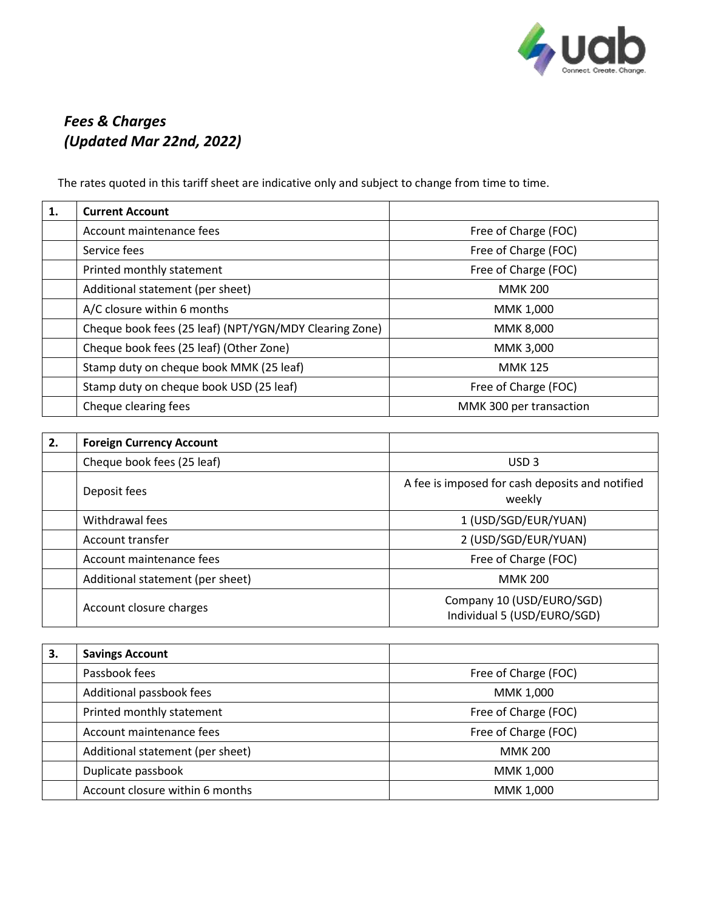# *Fees & Charges*
# *(Updated Mar 22nd, 2022)*

The rates quoted in this tariff sheet are indicative only and subject to change from time to time.

| 1. | **Current Account** | |
|---|---|---|
| | Account maintenance fees | Free of Charge (FOC) |
| | Service fees | Free of Charge (FOC) |
| | Printed monthly statement | Free of Charge (FOC) |
| | Additional statement (per sheet) | MMK 200 |
| | A/C closure within 6 months | MMK 1,000 |
| | Cheque book fees (25 leaf) (NPT/YGN/MDY Clearing Zone) | MMK 8,000 |
| | Cheque book fees (25 leaf) (Other Zone) | MMK 3,000 |
| | Stamp duty on cheque book MMK (25 leaf) | MMK 125 |
| | Stamp duty on cheque book USD (25 leaf) | Free of Charge (FOC) |
| | Cheque clearing fees | MMK 300 per transaction |

| 2. | **Foreign Currency Account** | |
|---|---|---|
| | Cheque book fees (25 leaf) | USD 3 |
| | Deposit fees | A fee is imposed for cash deposits and notified weekly |
| | Withdrawal fees | 1 (USD/SGD/EUR/YUAN) |
| | Account transfer | 2 (USD/SGD/EUR/YUAN) |
| | Account maintenance fees | Free of Charge (FOC) |
| | Additional statement (per sheet) | MMK 200 |
| | Account closure charges | Company 10 (USD/EURO/SGD)<br>Individual 5 (USD/EURO/SGD) |

| 3. | **Savings Account** | |
|---|---|---|
| | Passbook fees | Free of Charge (FOC) |
| | Additional passbook fees | MMK 1,000 |
| | Printed monthly statement | Free of Charge (FOC) |
| | Account maintenance fees | Free of Charge (FOC) |
| | Additional statement (per sheet) | MMK 200 |
| | Duplicate passbook | MMK 1,000 |
| | Account closure within 6 months | MMK 1,000 |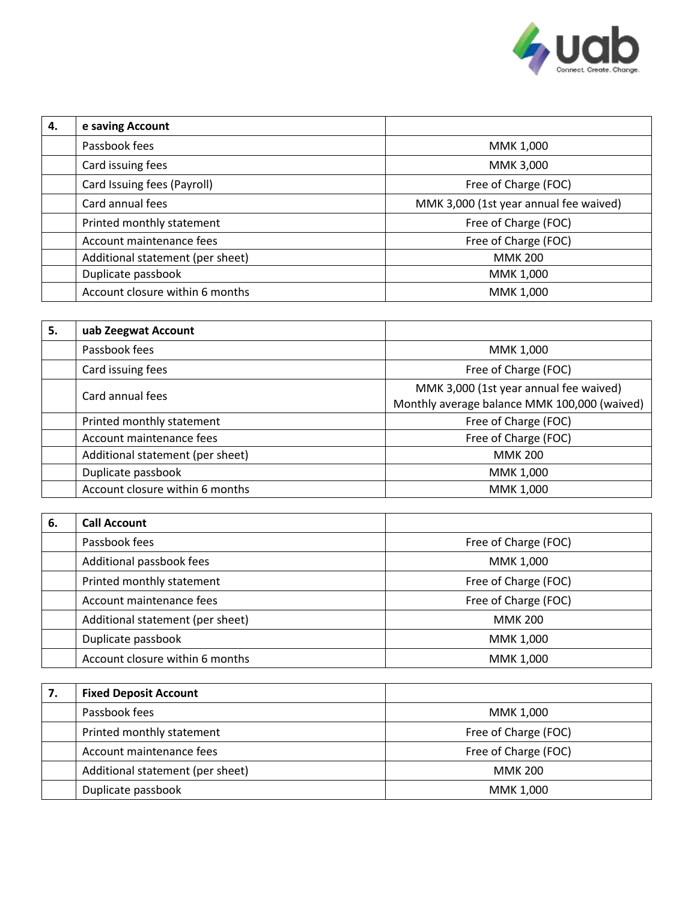| 4. | **e saving Account** | |
|---|---|---|
| | Passbook fees | MMK 1,000 |
| | Card issuing fees | MMK 3,000 |
| | Card Issuing fees (Payroll) | Free of Charge (FOC) |
| | Card annual fees | MMK 3,000 (1st year annual fee waived) |
| | Printed monthly statement | Free of Charge (FOC) |
| | Account maintenance fees | Free of Charge (FOC) |
| | Additional statement (per sheet) | MMK 200 |
| | Duplicate passbook | MMK 1,000 |
| | Account closure within 6 months | MMK 1,000 |

| 5. | **uab Zeegwat Account** | |
|---|---|---|
| | Passbook fees | MMK 1,000 |
| | Card issuing fees | Free of Charge (FOC) |
| | Card annual fees | MMK 3,000 (1st year annual fee waived)<br>Monthly average balance MMK 100,000 (waived) |
| | Printed monthly statement | Free of Charge (FOC) |
| | Account maintenance fees | Free of Charge (FOC) |
| | Additional statement (per sheet) | MMK 200 |
| | Duplicate passbook | MMK 1,000 |
| | Account closure within 6 months | MMK 1,000 |

| 6. | **Call Account** | |
|---|---|---|
| | Passbook fees | Free of Charge (FOC) |
| | Additional passbook fees | MMK 1,000 |
| | Printed monthly statement | Free of Charge (FOC) |
| | Account maintenance fees | Free of Charge (FOC) |
| | Additional statement (per sheet) | MMK 200 |
| | Duplicate passbook | MMK 1,000 |
| | Account closure within 6 months | MMK 1,000 |

| 7. | **Fixed Deposit Account** | |
|---|---|---|
| | Passbook fees | MMK 1,000 |
| | Printed monthly statement | Free of Charge (FOC) |
| | Account maintenance fees | Free of Charge (FOC) |
| | Additional statement (per sheet) | MMK 200 |
| | Duplicate passbook | MMK 1,000 |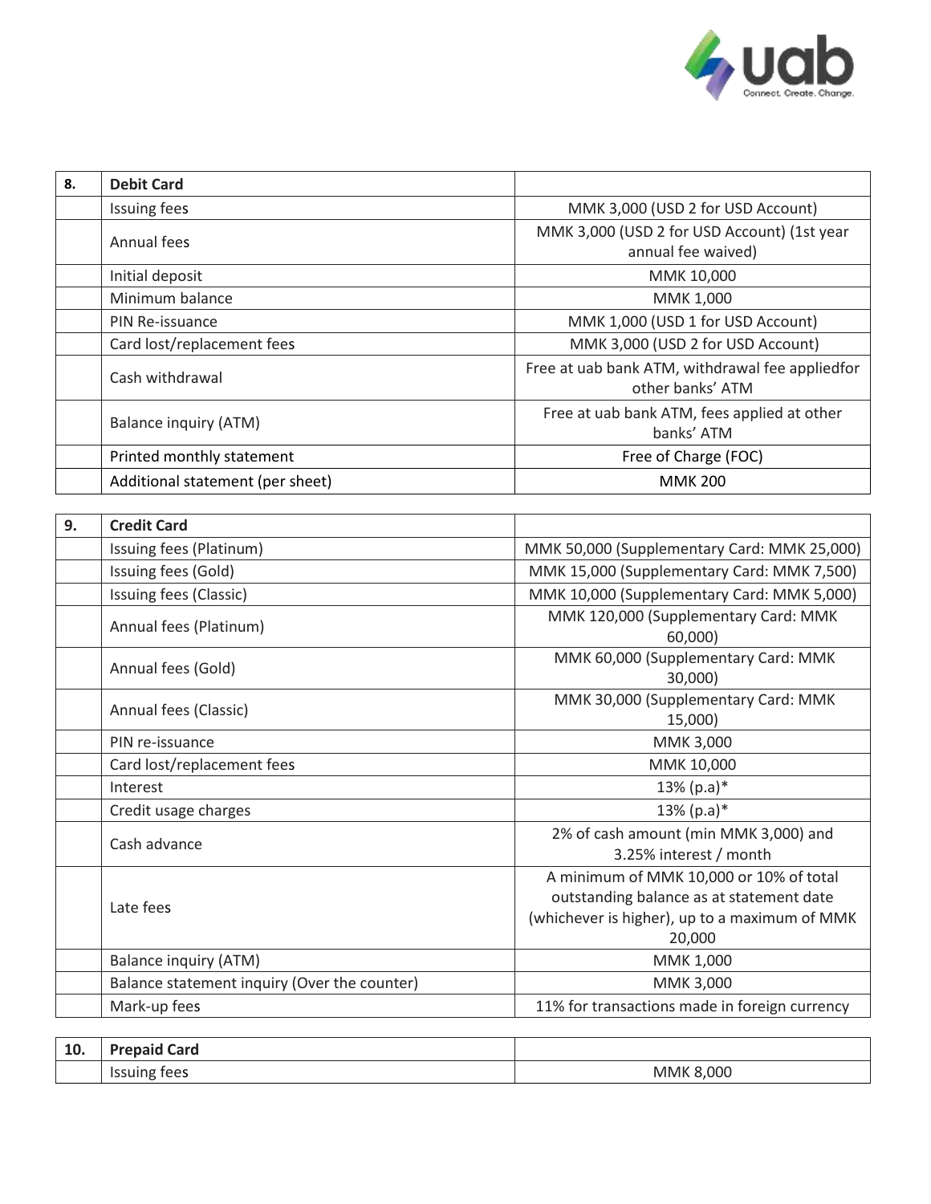| 8. | Debit Card | |
|---|---|---|
| | Issuing fees | MMK 3,000 (USD 2 for USD Account) |
| | Annual fees | MMK 3,000 (USD 2 for USD Account) (1st year annual fee waived) |
| | Initial deposit | MMK 10,000 |
| | Minimum balance | MMK 1,000 |
| | PIN Re-issuance | MMK 1,000 (USD 1 for USD Account) |
| | Card lost/replacement fees | MMK 3,000 (USD 2 for USD Account) |
| | Cash withdrawal | Free at uab bank ATM, withdrawal fee appliedfor other banks' ATM |
| | Balance inquiry (ATM) | Free at uab bank ATM, fees applied at other banks' ATM |
| | Printed monthly statement | Free of Charge (FOC) |
| | Additional statement (per sheet) | MMK 200 |

| 9. | Credit Card | |
|---|---|---|
| | Issuing fees (Platinum) | MMK 50,000 (Supplementary Card: MMK 25,000) |
| | Issuing fees (Gold) | MMK 15,000 (Supplementary Card: MMK 7,500) |
| | Issuing fees (Classic) | MMK 10,000 (Supplementary Card: MMK 5,000) |
| | Annual fees (Platinum) | MMK 120,000 (Supplementary Card: MMK 60,000) |
| | Annual fees (Gold) | MMK 60,000 (Supplementary Card: MMK 30,000) |
| | Annual fees (Classic) | MMK 30,000 (Supplementary Card: MMK 15,000) |
| | PIN re-issuance | MMK 3,000 |
| | Card lost/replacement fees | MMK 10,000 |
| | Interest | 13% (p.a)* |
| | Credit usage charges | 13% (p.a)* |
| | Cash advance | 2% of cash amount (min MMK 3,000) and 3.25% interest / month |
| | Late fees | A minimum of MMK 10,000 or 10% of total outstanding balance as at statement date (whichever is higher), up to a maximum of MMK 20,000 |
| | Balance inquiry (ATM) | MMK 1,000 |
| | Balance statement inquiry (Over the counter) | MMK 3,000 |
| | Mark-up fees | 11% for transactions made in foreign currency |

| 10. | Prepaid Card | |
|---|---|---|
| | Issuing fees | MMK 8,000 |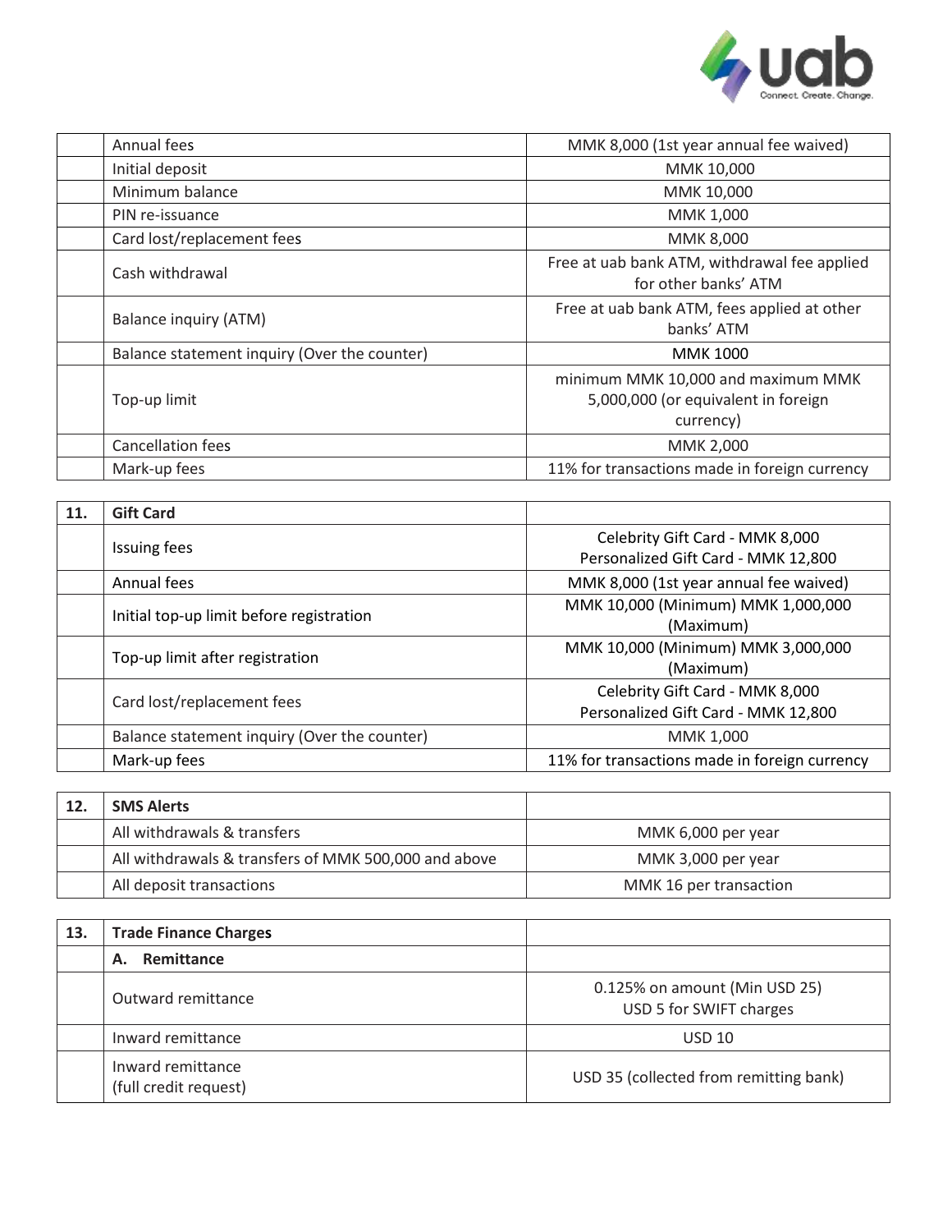|  |  |  |
| --- | --- | --- |
|  | Annual fees | MMK 8,000 (1st year annual fee waived) |
|  | Initial deposit | MMK 10,000 |
|  | Minimum balance | MMK 10,000 |
|  | PIN re-issuance | MMK 1,000 |
|  | Card lost/replacement fees | MMK 8,000 |
|  | Cash withdrawal | Free at uab bank ATM, withdrawal fee applied for other banks' ATM |
|  | Balance inquiry (ATM) | Free at uab bank ATM, fees applied at other banks' ATM |
|  | Balance statement inquiry (Over the counter) | MMK 1000 |
|  | Top-up limit | minimum MMK 10,000 and maximum MMK 5,000,000 (or equivalent in foreign currency) |
|  | Cancellation fees | MMK 2,000 |
|  | Mark-up fees | 11% for transactions made in foreign currency |

| 11. | **Gift Card** |  |
| --- | --- | --- |
|  | Issuing fees | Celebrity Gift Card - MMK 8,000<br>Personalized Gift Card - MMK 12,800 |
|  | Annual fees | MMK 8,000 (1st year annual fee waived) |
|  | Initial top-up limit before registration | MMK 10,000 (Minimum) MMK 1,000,000 (Maximum) |
|  | Top-up limit after registration | MMK 10,000 (Minimum) MMK 3,000,000 (Maximum) |
|  | Card lost/replacement fees | Celebrity Gift Card - MMK 8,000<br>Personalized Gift Card - MMK 12,800 |
|  | Balance statement inquiry (Over the counter) | MMK 1,000 |
|  | Mark-up fees | 11% for transactions made in foreign currency |

| 12. | **SMS Alerts** |  |
| --- | --- | --- |
|  | All withdrawals & transfers | MMK 6,000 per year |
|  | All withdrawals & transfers of MMK 500,000 and above | MMK 3,000 per year |
|  | All deposit transactions | MMK 16 per transaction |

| 13. | **Trade Finance Charges** |  |
| --- | --- | --- |
|  | **A. Remittance** |  |
|  | Outward remittance | 0.125% on amount (Min USD 25)<br>USD 5 for SWIFT charges |
|  | Inward remittance | USD 10 |
|  | Inward remittance<br>(full credit request) | USD 35 (collected from remitting bank) |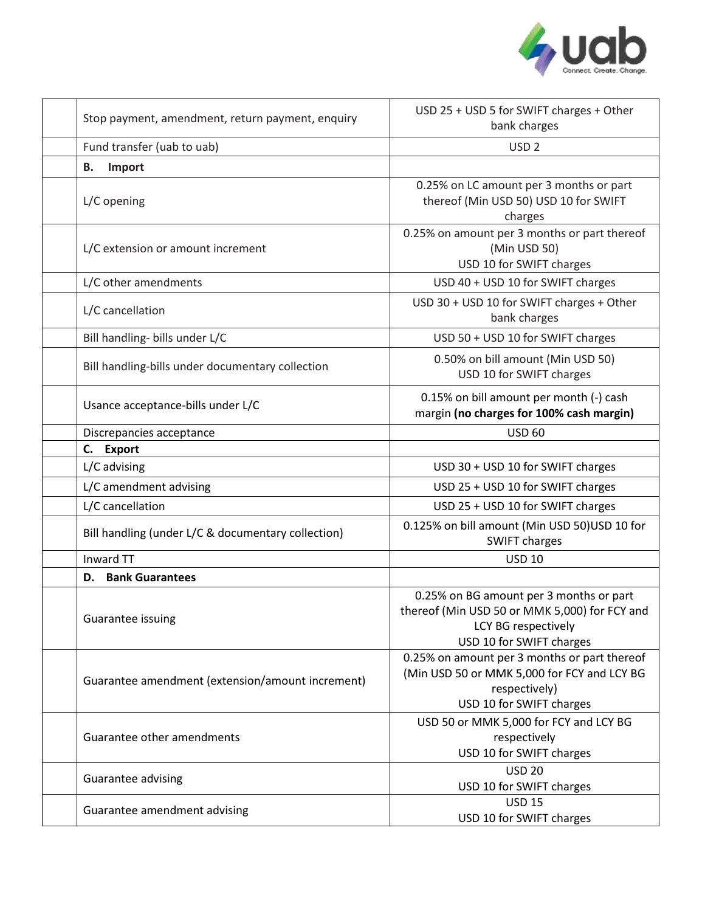| | | |
|---|---|---|
| | Stop payment, amendment, return payment, enquiry | USD 25 + USD 5 for SWIFT charges + Other bank charges |
| | Fund transfer (uab to uab) | USD 2 |
| | **B. Import** | |
| | L/C opening | 0.25% on LC amount per 3 months or part thereof (Min USD 50) USD 10 for SWIFT charges |
| | L/C extension or amount increment | 0.25% on amount per 3 months or part thereof (Min USD 50)<br>USD 10 for SWIFT charges |
| | L/C other amendments | USD 40 + USD 10 for SWIFT charges |
| | L/C cancellation | USD 30 + USD 10 for SWIFT charges + Other bank charges |
| | Bill handling- bills under L/C | USD 50 + USD 10 for SWIFT charges |
| | Bill handling-bills under documentary collection | 0.50% on bill amount (Min USD 50)<br>USD 10 for SWIFT charges |
| | Usance acceptance-bills under L/C | 0.15% on bill amount per month (-) cash margin **(no charges for 100% cash margin)** |
| | Discrepancies acceptance | USD 60 |
| | **C. Export** | |
| | L/C advising | USD 30 + USD 10 for SWIFT charges |
| | L/C amendment advising | USD 25 + USD 10 for SWIFT charges |
| | L/C cancellation | USD 25 + USD 10 for SWIFT charges |
| | Bill handling (under L/C & documentary collection) | 0.125% on bill amount (Min USD 50)USD 10 for SWIFT charges |
| | Inward TT | USD 10 |
| | **D. Bank Guarantees** | |
| | Guarantee issuing | 0.25% on BG amount per 3 months or part thereof (Min USD 50 or MMK 5,000) for FCY and LCY BG respectively<br>USD 10 for SWIFT charges |
| | Guarantee amendment (extension/amount increment) | 0.25% on amount per 3 months or part thereof (Min USD 50 or MMK 5,000 for FCY and LCY BG respectively)<br>USD 10 for SWIFT charges |
| | Guarantee other amendments | USD 50 or MMK 5,000 for FCY and LCY BG respectively<br>USD 10 for SWIFT charges |
| | Guarantee advising | USD 20<br>USD 10 for SWIFT charges |
| | Guarantee amendment advising | USD 15<br>USD 10 for SWIFT charges |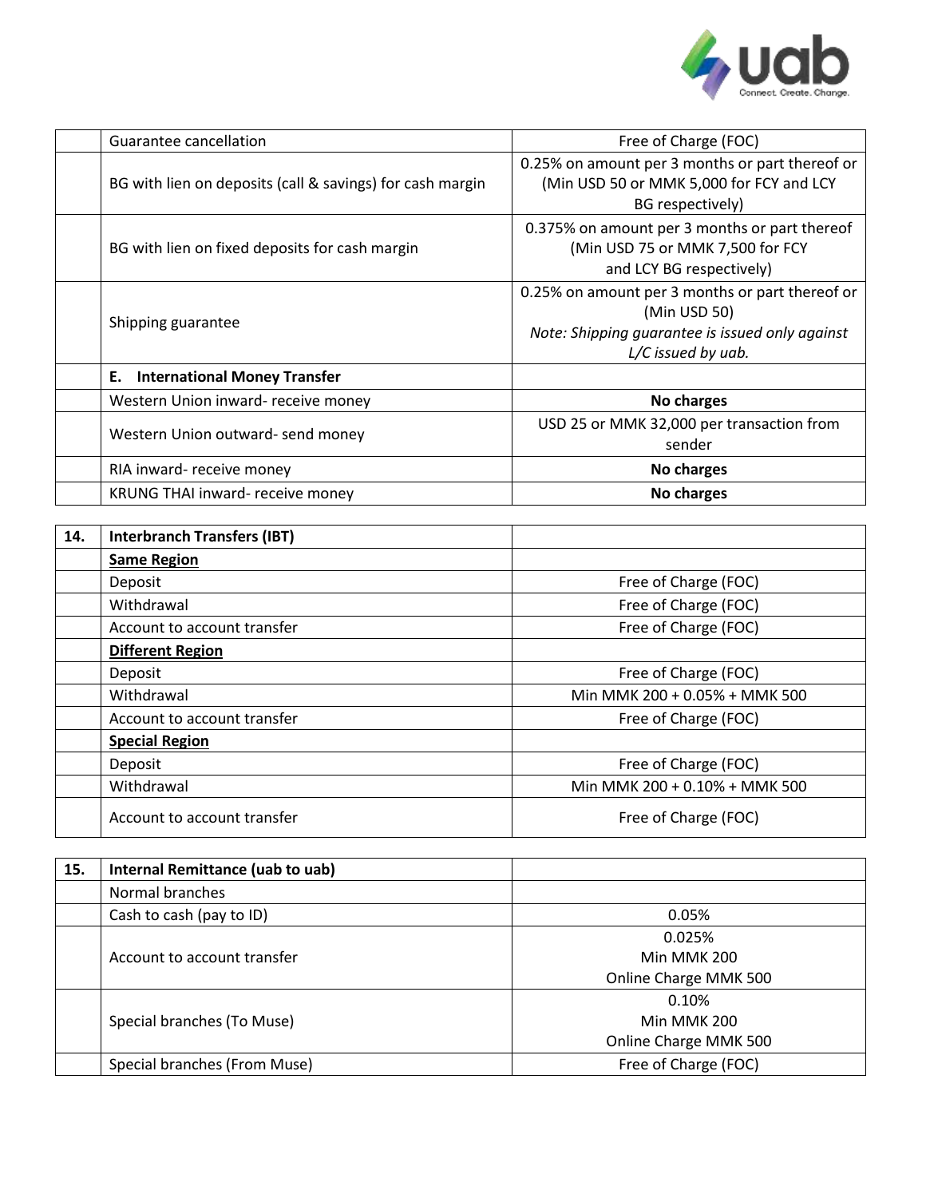|  | Guarantee cancellation | Free of Charge (FOC) |
|---|---|---|
|  | BG with lien on deposits (call & savings) for cash margin | 0.25% on amount per 3 months or part thereof or (Min USD 50 or MMK 5,000 for FCY and LCY BG respectively) |
|  | BG with lien on fixed deposits for cash margin | 0.375% on amount per 3 months or part thereof (Min USD 75 or MMK 7,500 for FCY and LCY BG respectively) |
|  | Shipping guarantee | 0.25% on amount per 3 months or part thereof or (Min USD 50) *Note: Shipping guarantee is issued only against L/C issued by uab.* |
|  | **E. International Money Transfer** |  |
|  | Western Union inward- receive money | **No charges** |
|  | Western Union outward- send money | USD 25 or MMK 32,000 per transaction from sender |
|  | RIA inward- receive money | **No charges** |
|  | KRUNG THAI inward- receive money | **No charges** |

| **14.** | **Interbranch Transfers (IBT)** |  |
|---|---|---|
|  | **Same Region** |  |
|  | Deposit | Free of Charge (FOC) |
|  | Withdrawal | Free of Charge (FOC) |
|  | Account to account transfer | Free of Charge (FOC) |
|  | **Different Region** |  |
|  | Deposit | Free of Charge (FOC) |
|  | Withdrawal | Min MMK 200 + 0.05% + MMK 500 |
|  | Account to account transfer | Free of Charge (FOC) |
|  | **Special Region** |  |
|  | Deposit | Free of Charge (FOC) |
|  | Withdrawal | Min MMK 200 + 0.10% + MMK 500 |
|  | Account to account transfer | Free of Charge (FOC) |

| **15.** | **Internal Remittance (uab to uab)** |  |
|---|---|---|
|  | Normal branches |  |
|  | Cash to cash (pay to ID) | 0.05% |
|  | Account to account transfer | 0.025% Min MMK 200 Online Charge MMK 500 |
|  | Special branches (To Muse) | 0.10% Min MMK 200 Online Charge MMK 500 |
|  | Special branches (From Muse) | Free of Charge (FOC) |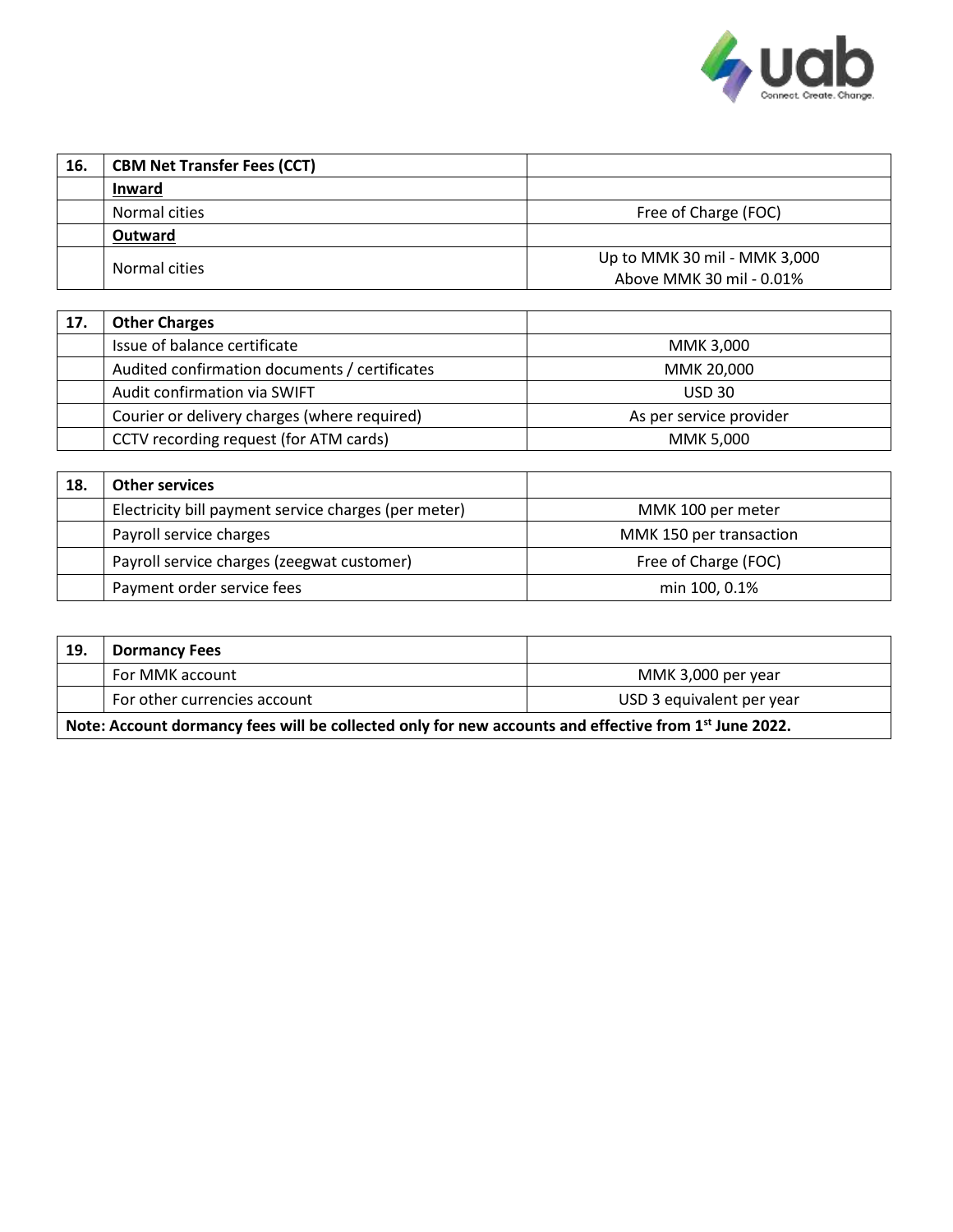| 16. | **CBM Net Transfer Fees (CCT)** | |
|---|---|---|
| | **Inward** | |
| | Normal cities | Free of Charge (FOC) |
| | **Outward** | |
| | Normal cities | Up to MMK 30 mil - MMK 3,000<br>Above MMK 30 mil - 0.01% |

| 17. | **Other Charges** | |
|---|---|---|
| | Issue of balance certificate | MMK 3,000 |
| | Audited confirmation documents / certificates | MMK 20,000 |
| | Audit confirmation via SWIFT | USD 30 |
| | Courier or delivery charges (where required) | As per service provider |
| | CCTV recording request (for ATM cards) | MMK 5,000 |

| 18. | **Other services** | |
|---|---|---|
| | Electricity bill payment service charges (per meter) | MMK 100 per meter |
| | Payroll service charges | MMK 150 per transaction |
| | Payroll service charges (zeegwat customer) | Free of Charge (FOC) |
| | Payment order service fees | min 100, 0.1% |

| 19. | **Dormancy Fees** | |
|---|---|---|
| | For MMK account | MMK 3,000 per year |
| | For other currencies account | USD 3 equivalent per year |
| **Note: Account dormancy fees will be collected only for new accounts and effective from 1st June 2022.** | | |